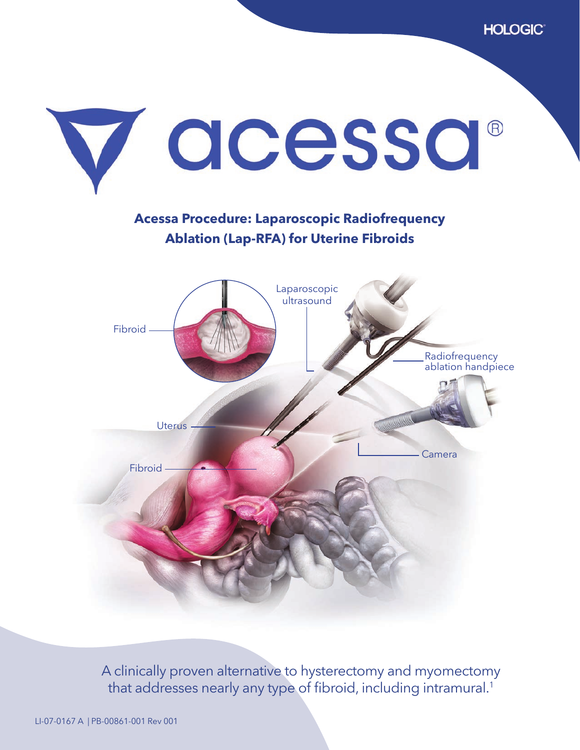HOLOGIC®

# acessa®

## Acessa Procedure: Laparoscopic Radiofrequency Ablation (Lap-RFA) for Uterine Fibroids

Fibroid

Laparoscopic ultrasound

Radiofrequency ablation handpiece

Uterus

Camera

Fibroid

A clinically proven alternative to hysterectomy and myomectomy that addresses nearly any type of fibroid, including intramural.[1]

LI-07-0167 A | PB-00861-001 Rev 001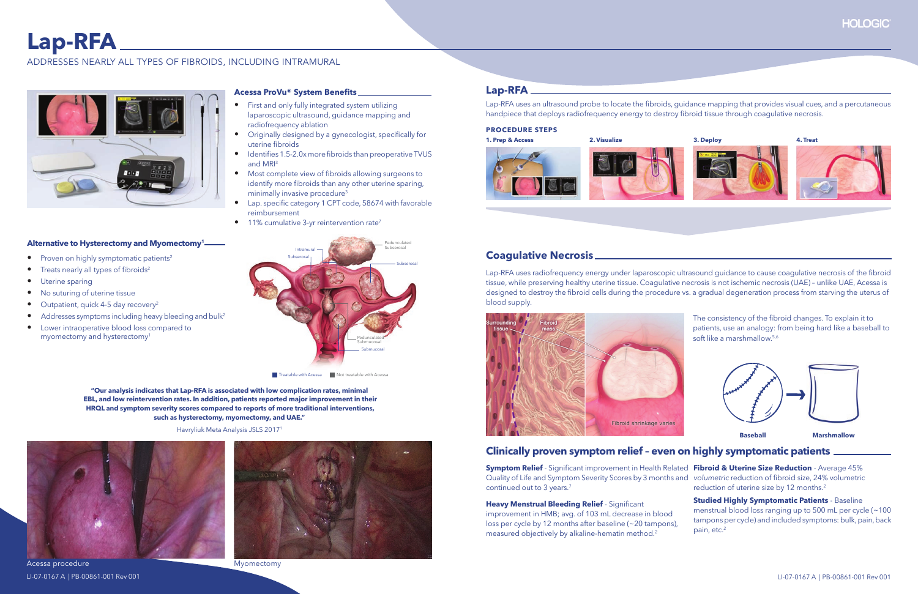# Lap-RFA

ADDRESSES NEARLY ALL TYPES OF FIBROIDS, INCLUDING INTRAMURAL

### Acessa ProVu® System Benefits

- First and only fully integrated system utilizing laparoscopic ultrasound, guidance mapping and radiofrequency ablation
- Originally designed by a gynecologist, specifically for uterine fibroids
- Identifies 1.5-2.0x more fibroids than preoperative TVUS and MRI[3]
- Most complete view of fibroids allowing surgeons to identify more fibroids than any other uterine sparing, minimally invasive procedure[3]
- Lap. specific category 1 CPT code, 58674 with favorable reimbursement
- 11% cumulative 3-yr reintervention rate[7]

### Alternative to Hysterectomy and Myomectomy[1]

- Proven on highly symptomatic patients[2]
- Treats nearly all types of fibroids[2]
- Uterine sparing
- No suturing of uterine tissue
- Outpatient, quick 4-5 day recovery[2]
- Addresses symptoms including heavy bleeding and bulk[2]
- Lower intraoperative blood loss compared to myomectomy and hysterectomy[1]

Intramural, Subserosal, Pedunculated Subserosal, Subserosal, Pedunculated Submucosal, Submucosal

Treatable with Acessa | Not treatable with Acessa

**"Our analysis indicates that Lap-RFA is associated with low complication rates, minimal EBL, and low reintervention rates. In addition, patients reported major improvement in their HRQL and symptom severity scores compared to reports of more traditional interventions, such as hysterectomy, myomectomy, and UAE."**

Havryliuk Meta Analysis JSLS 2017[1]

Acessa procedure

Myomectomy

## Lap-RFA

Lap-RFA uses an ultrasound probe to locate the fibroids, guidance mapping that provides visual cues, and a percutaneous handpiece that deploys radiofrequency energy to destroy fibroid tissue through coagulative necrosis.

**PROCEDURE STEPS**

**1. Prep & Access** | **2. Visualize** | **3. Deploy** | **4. Treat**

## Coagulative Necrosis

Lap-RFA uses radiofrequency energy under laparoscopic ultrasound guidance to cause coagulative necrosis of the fibroid tissue, while preserving healthy uterine tissue. Coagulative necrosis is not ischemic necrosis (UAE) – unlike UAE, Acessa is designed to destroy the fibroid cells during the procedure vs. a gradual degeneration process from starving the uterus of blood supply.

Surrounding tissue | Fibroid mass | Fibroid shrinkage varies

The consistency of the fibroid changes. To explain it to patients, use an analogy: from being hard like a baseball to soft like a marshmallow.[5,6]

**Baseball** → **Marshmallow**

## Clinically proven symptom relief – even on highly symptomatic patients

**Symptom Relief** - Significant improvement in Health Related Quality of Life and Symptom Severity Scores by 3 months and continued out to 3 years.[7]

**Heavy Menstrual Bleeding Relief** - Significant improvement in HMB; avg. of 103 mL decrease in blood loss per cycle by 12 months after baseline (~20 tampons), measured objectively by alkaline-hematin method.[2]

**Fibroid & Uterine Size Reduction** - Average 45% *volumetric* reduction of fibroid size, 24% volumetric reduction of uterine size by 12 months.[2]

**Studied Highly Symptomatic Patients** - Baseline menstrual blood loss ranging up to 500 mL per cycle (~100 tampons per cycle) and included symptoms: bulk, pain, back pain, etc.[2]

LI-07-0167 A | PB-00861-001 Rev 001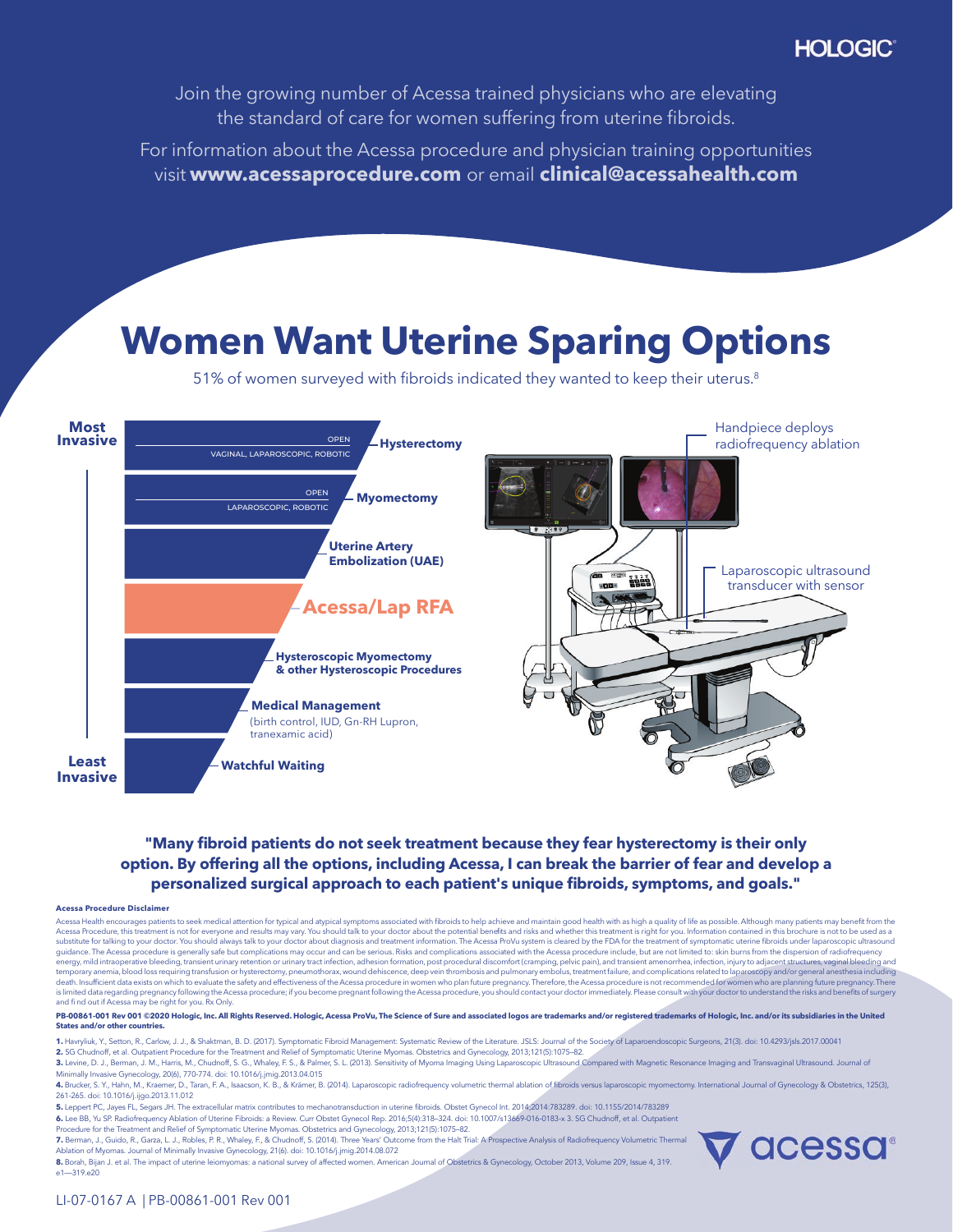HOLOGIC®

Join the growing number of Acessa trained physicians who are elevating the standard of care for women suffering from uterine fibroids.

For information about the Acessa procedure and physician training opportunities visit **www.acessaprocedure.com** or email **clinical@acessahealth.com**

# Women Want Uterine Sparing Options

51% of women surveyed with fibroids indicated they wanted to keep their uterus.[8]

**Most Invasive**

OPEN
VAGINAL, LAPAROSCOPIC, ROBOTIC
**Hysterectomy**

OPEN
LAPAROSCOPIC, ROBOTIC
**Myomectomy**

**Uterine Artery Embolization (UAE)**

**Acessa/Lap RFA**

**Hysteroscopic Myomectomy & other Hysteroscopic Procedures**

**Medical Management**
(birth control, IUD, Gn-RH Lupron, tranexamic acid)

**Watchful Waiting**

**Least Invasive**

Handpiece deploys radiofrequency ablation

Laparoscopic ultrasound transducer with sensor

**"Many fibroid patients do not seek treatment because they fear hysterectomy is their only option. By offering all the options, including Acessa, I can break the barrier of fear and develop a personalized surgical approach to each patient's unique fibroids, symptoms, and goals."**

**Acessa Procedure Disclaimer**

Acessa Health encourages patients to seek medical attention for typical and atypical symptoms associated with fibroids to help achieve and maintain good health with as high a quality of life as possible. Although many patients may benefit from the Acessa Procedure, this treatment is not for everyone and results may vary. You should talk to your doctor about the potential benefits and risks and whether this treatment is right for you. Information contained in this brochure is not to be used as a substitute for talking to your doctor. You should always talk to your doctor about diagnosis and treatment information. The Acessa ProVu system is cleared by the FDA for the treatment of symptomatic uterine fibroids under laparoscopic ultrasound guidance. The Acessa procedure is generally safe but complications may occur and can be serious. Risks and complications associated with the Acessa procedure include, but are not limited to: skin burns from the dispersion of radiofrequency energy, mild intraoperative bleeding, transient urinary retention or urinary tract infection, adhesion formation, post procedural discomfort (cramping, pelvic pain), and transient amenorrhea, infection, injury to adjacent structures, vaginal bleeding and temporary anemia, blood loss requiring transfusion or hysterectomy, pneumothorax, wound dehiscence, deep vein thrombosis and pulmonary embolus, treatment failure, and complications related to laparoscopy and/or general anesthesia including death. Insufficient data exists on which to evaluate the safety and effectiveness of the Acessa procedure in women who plan future pregnancy. Therefore, the Acessa procedure is not recommended for women who are planning future pregnancy. There is limited data regarding pregnancy following the Acessa procedure; if you become pregnant following the Acessa procedure, you should contact your doctor immediately. Please consult with your doctor to understand the risks and benefits of surgery and fi nd out if Acessa may be right for you. Rx Only.

**PB-00861-001 Rev 001 ©2020 Hologic, Inc. All Rights Reserved. Hologic, Acessa ProVu, The Science of Sure and associated logos are trademarks and/or registered trademarks of Hologic, Inc. and/or its subsidiaries in the United States and/or other countries.**

1. Havryliuk, Y., Setton, R., Carlow, J. J., & Shaktman, B. D. (2017). Symptomatic Fibroid Management: Systematic Review of the Literature. JSLS: Journal of the Society of Laparoendoscopic Surgeons, 21(3). doi: 10.4293/jsls.2017.00041
2. SG Chudnoff, et al. Outpatient Procedure for the Treatment and Relief of Symptomatic Uterine Myomas. Obstetrics and Gynecology, 2013;121(5):1075–82.
3. Levine, D. J., Berman, J. M., Harris, M., Chudnoff, S. G., Whaley, F. S., & Palmer, S. L. (2013). Sensitivity of Myoma Imaging Using Laparoscopic Ultrasound Compared with Magnetic Resonance Imaging and Transvaginal Ultrasound. Journal of Minimally Invasive Gynecology, 20(6), 770-774. doi: 10.1016/j.jmig.2013.04.015
4. Brucker, S. Y., Hahn, M., Kraemer, D., Taran, F. A., Isaacson, K. B., & Krämer, B. (2014). Laparoscopic radiofrequency volumetric thermal ablation of fibroids versus laparoscopic myomectomy. International Journal of Gynecology & Obstetrics, 125(3), 261-265. doi: 10.1016/j.ijgo.2013.11.012
5. Leppert PC, Jayes FL, Segars JH. The extracellular matrix contributes to mechanotransduction in uterine fibroids. Obstet Gynecol Int. 2014;2014:783289. doi: 10.1155/2014/783289
6. Lee BB, Yu SP. Radiofrequency Ablation of Uterine Fibroids: a Review. Curr Obstet Gynecol Rep. 2016;5(4):318–324. doi: 10.1007/s13669-016-0183-x 3. SG Chudnoff, et al. Outpatient Procedure for the Treatment and Relief of Symptomatic Uterine Myomas. Obstetrics and Gynecology, 2013;121(5):1075–82.
7. Berman, J., Guido, R., Garza, L. J., Robles, P. R., Whaley, F., & Chudnoff, S. (2014). Three Years' Outcome from the Halt Trial: A Prospective Analysis of Radiofrequency Volumetric Thermal Ablation of Myomas. Journal of Minimally Invasive Gynecology, 21(6). doi: 10.1016/j.jmig.2014.08.072
8. Borah, Bijan J. et al. The impact of uterine leiomyomas: a national survey of affected women. American Journal of Obstetrics & Gynecology, October 2013, Volume 209, Issue 4, 319.e1—319.e20

acessa®

LI-07-0167 A | PB-00861-001 Rev 001